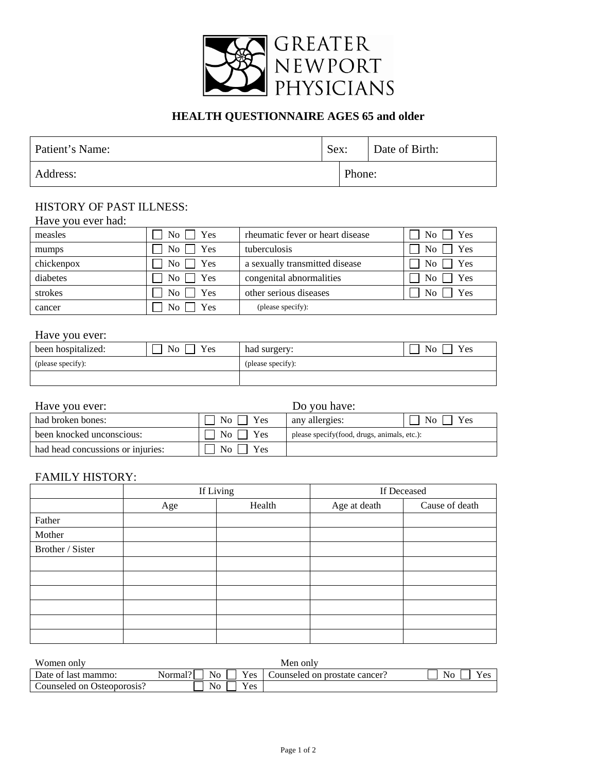GREATER NEWPORT PHYSICIANS

## HEALTH QUESTIONNAIRE AGES 65 and older

| Patient's Name: | Sex: | Date of Birth: |
|---|---|---|
| Address: | Phone: | |

### HISTORY OF PAST ILLNESS:

Have you ever had:

| | | | |
|---|---|---|---|
| measles | ☐ No ☐ Yes | rheumatic fever or heart disease | ☐ No ☐ Yes |
| mumps | ☐ No ☐ Yes | tuberculosis | ☐ No ☐ Yes |
| chickenpox | ☐ No ☐ Yes | a sexually transmitted disease | ☐ No ☐ Yes |
| diabetes | ☐ No ☐ Yes | congenital abnormalities | ☐ No ☐ Yes |
| strokes | ☐ No ☐ Yes | other serious diseases | ☐ No ☐ Yes |
| cancer | ☐ No ☐ Yes | (please specify): | |

Have you ever:

| | | | |
|---|---|---|---|
| been hospitalized: | ☐ No ☐ Yes | had surgery: | ☐ No ☐ Yes |
| (please specify): | | (please specify): | |
| | | | |

Have you ever: / Do you have:

| Have you ever: | | Do you have: | |
|---|---|---|---|
| had broken bones: | ☐ No ☐ Yes | any allergies: | ☐ No ☐ Yes |
| been knocked unconscious: | ☐ No ☐ Yes | please specify(food, drugs, animals, etc.): | |
| had head concussions or injuries: | ☐ No ☐ Yes | | |

### FAMILY HISTORY:

| | If Living | | If Deceased | |
|---|---|---|---|---|
| | Age | Health | Age at death | Cause of death |
| Father | | | | |
| Mother | | | | |
| Brother / Sister | | | | |
| | | | | |
| | | | | |
| | | | | |
| | | | | |
| | | | | |
| | | | | |

| Women only | | Men only | |
|---|---|---|---|
| Date of last mammo: | Normal? ☐ No ☐ Yes | Counseled on prostate cancer? | ☐ No ☐ Yes |
| Counseled on Osteoporosis? | ☐ No ☐ Yes | | |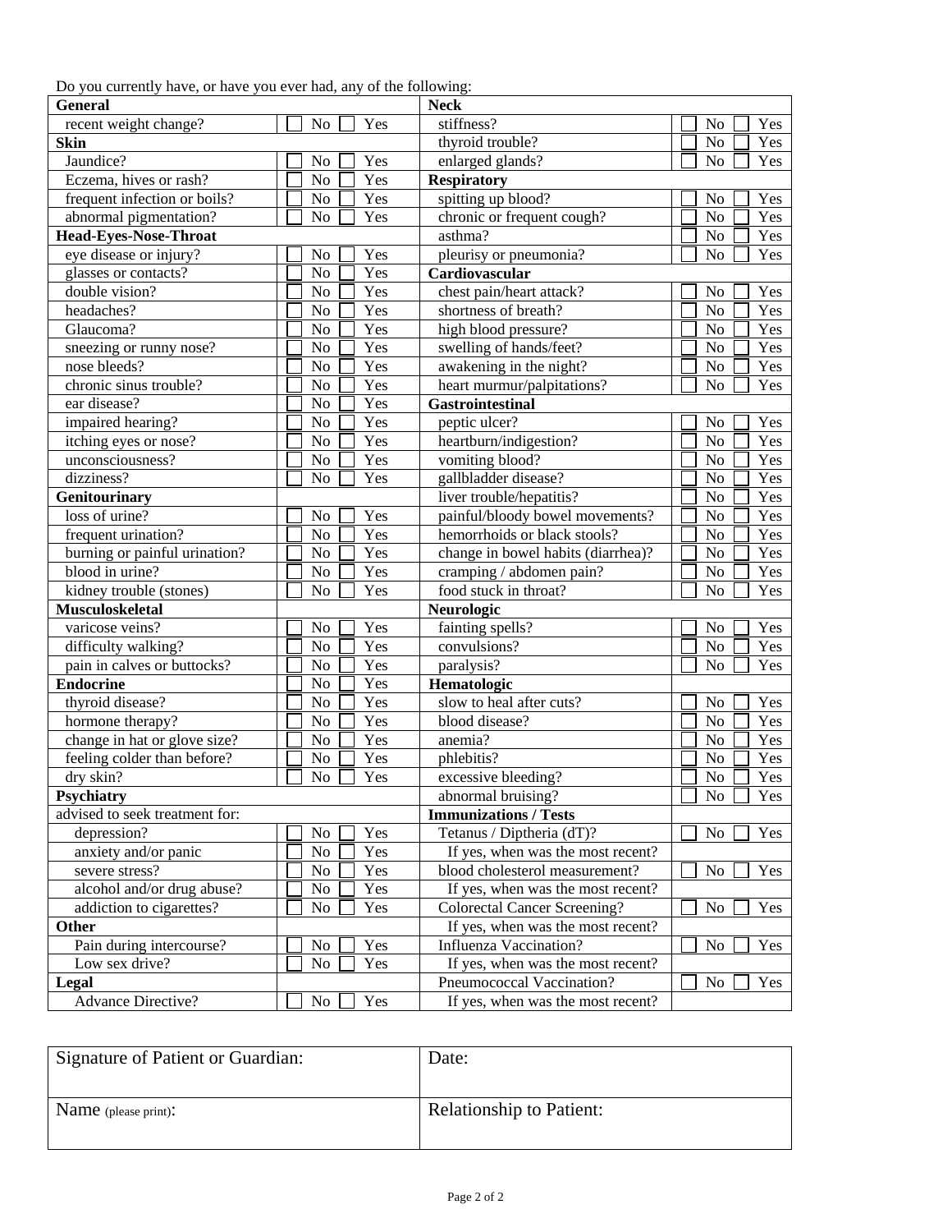Do you currently have, or have you ever had, any of the following:

| | | | |
|---|---|---|---|
| **General** | | **Neck** | |
| recent weight change? | ☐ No ☐ Yes | stiffness? | ☐ No ☐ Yes |
| **Skin** | | thyroid trouble? | ☐ No ☐ Yes |
| Jaundice? | ☐ No ☐ Yes | enlarged glands? | ☐ No ☐ Yes |
| Eczema, hives or rash? | ☐ No ☐ Yes | **Respiratory** | |
| frequent infection or boils? | ☐ No ☐ Yes | spitting up blood? | ☐ No ☐ Yes |
| abnormal pigmentation? | ☐ No ☐ Yes | chronic or frequent cough? | ☐ No ☐ Yes |
| **Head-Eyes-Nose-Throat** | | asthma? | ☐ No ☐ Yes |
| eye disease or injury? | ☐ No ☐ Yes | pleurisy or pneumonia? | ☐ No ☐ Yes |
| glasses or contacts? | ☐ No ☐ Yes | **Cardiovascular** | |
| double vision? | ☐ No ☐ Yes | chest pain/heart attack? | ☐ No ☐ Yes |
| headaches? | ☐ No ☐ Yes | shortness of breath? | ☐ No ☐ Yes |
| Glaucoma? | ☐ No ☐ Yes | high blood pressure? | ☐ No ☐ Yes |
| sneezing or runny nose? | ☐ No ☐ Yes | swelling of hands/feet? | ☐ No ☐ Yes |
| nose bleeds? | ☐ No ☐ Yes | awakening in the night? | ☐ No ☐ Yes |
| chronic sinus trouble? | ☐ No ☐ Yes | heart murmur/palpitations? | ☐ No ☐ Yes |
| ear disease? | ☐ No ☐ Yes | **Gastrointestinal** | |
| impaired hearing? | ☐ No ☐ Yes | peptic ulcer? | ☐ No ☐ Yes |
| itching eyes or nose? | ☐ No ☐ Yes | heartburn/indigestion? | ☐ No ☐ Yes |
| unconsciousness? | ☐ No ☐ Yes | vomiting blood? | ☐ No ☐ Yes |
| dizziness? | ☐ No ☐ Yes | gallbladder disease? | ☐ No ☐ Yes |
| **Genitourinary** | | liver trouble/hepatitis? | ☐ No ☐ Yes |
| loss of urine? | ☐ No ☐ Yes | painful/bloody bowel movements? | ☐ No ☐ Yes |
| frequent urination? | ☐ No ☐ Yes | hemorrhoids or black stools? | ☐ No ☐ Yes |
| burning or painful urination? | ☐ No ☐ Yes | change in bowel habits (diarrhea)? | ☐ No ☐ Yes |
| blood in urine? | ☐ No ☐ Yes | cramping / abdomen pain? | ☐ No ☐ Yes |
| kidney trouble (stones) | ☐ No ☐ Yes | food stuck in throat? | ☐ No ☐ Yes |
| **Musculoskeletal** | | **Neurologic** | |
| varicose veins? | ☐ No ☐ Yes | fainting spells? | ☐ No ☐ Yes |
| difficulty walking? | ☐ No ☐ Yes | convulsions? | ☐ No ☐ Yes |
| pain in calves or buttocks? | ☐ No ☐ Yes | paralysis? | ☐ No ☐ Yes |
| **Endocrine** | ☐ No ☐ Yes | **Hematologic** | |
| thyroid disease? | ☐ No ☐ Yes | slow to heal after cuts? | ☐ No ☐ Yes |
| hormone therapy? | ☐ No ☐ Yes | blood disease? | ☐ No ☐ Yes |
| change in hat or glove size? | ☐ No ☐ Yes | anemia? | ☐ No ☐ Yes |
| feeling colder than before? | ☐ No ☐ Yes | phlebitis? | ☐ No ☐ Yes |
| dry skin? | ☐ No ☐ Yes | excessive bleeding? | ☐ No ☐ Yes |
| **Psychiatry** | | abnormal bruising? | ☐ No ☐ Yes |
| advised to seek treatment for: | | **Immunizations / Tests** | |
| depression? | ☐ No ☐ Yes | Tetanus / Diptheria (dT)? | ☐ No ☐ Yes |
| anxiety and/or panic | ☐ No ☐ Yes | If yes, when was the most recent? | |
| severe stress? | ☐ No ☐ Yes | blood cholesterol measurement? | ☐ No ☐ Yes |
| alcohol and/or drug abuse? | ☐ No ☐ Yes | If yes, when was the most recent? | |
| addiction to cigarettes? | ☐ No ☐ Yes | Colorectal Cancer Screening? | ☐ No ☐ Yes |
| **Other** | | If yes, when was the most recent? | |
| Pain during intercourse? | ☐ No ☐ Yes | Influenza Vaccination? | ☐ No ☐ Yes |
| Low sex drive? | ☐ No ☐ Yes | If yes, when was the most recent? | |
| **Legal** | | Pneumococcal Vaccination? | ☐ No ☐ Yes |
| Advance Directive? | ☐ No ☐ Yes | If yes, when was the most recent? | |

| | |
|---|---|
| Signature of Patient or Guardian: | Date: |
| Name (please print): | Relationship to Patient: |